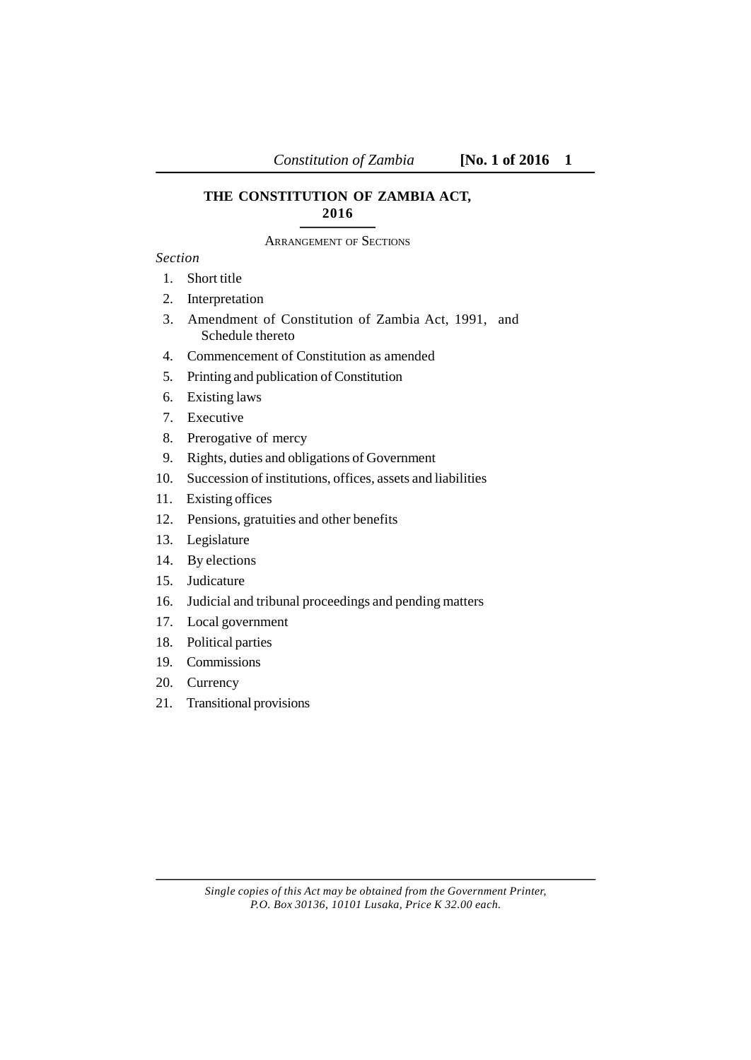# THE CONSTITUTION OF ZAMBIA ACT, 2016

ARRANGEMENT OF SECTIONS

*Section*

1. Short title
2. Interpretation
3. Amendment of Constitution of Zambia Act, 1991, and Schedule thereto
4. Commencement of Constitution as amended
5. Printing and publication of Constitution
6. Existing laws
7. Executive
8. Prerogative of mercy
9. Rights, duties and obligations of Government
10. Succession of institutions, offices, assets and liabilities
11. Existing offices
12. Pensions, gratuities and other benefits
13. Legislature
14. By elections
15. Judicature
16. Judicial and tribunal proceedings and pending matters
17. Local government
18. Political parties
19. Commissions
20. Currency
21. Transitional provisions

*Single copies of this Act may be obtained from the Government Printer, P.O. Box 30136, 10101 Lusaka, Price K 32.00 each.*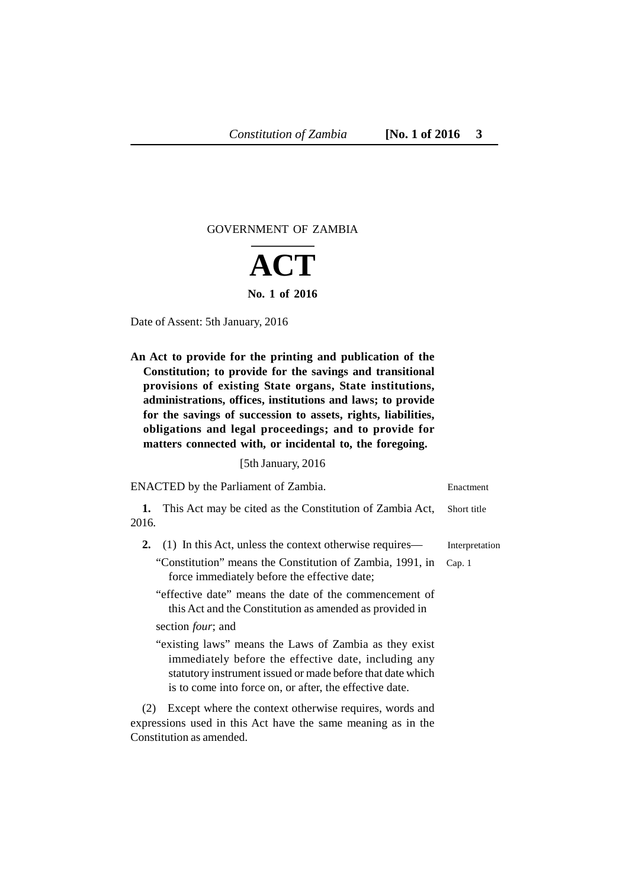GOVERNMENT OF ZAMBIA

# ACT

**No. 1 of 2016**

Date of Assent: 5th January, 2016

**An Act to provide for the printing and publication of the Constitution; to provide for the savings and transitional provisions of existing State organs, State institutions, administrations, offices, institutions and laws; to provide for the savings of succession to assets, rights, liabilities, obligations and legal proceedings; and to provide for matters connected with, or incidental to, the foregoing.**

[5th January, 2016

ENACTED by the Parliament of Zambia.

Enactment

**1.** This Act may be cited as the Constitution of Zambia Act, 2016.

Short title

**2.** (1) In this Act, unless the context otherwise requires—

Interpretation

"Constitution" means the Constitution of Zambia, 1991, in force immediately before the effective date;

Cap. 1

"effective date" means the date of the commencement of this Act and the Constitution as amended as provided in section *four*; and

"existing laws" means the Laws of Zambia as they exist immediately before the effective date, including any statutory instrument issued or made before that date which is to come into force on, or after, the effective date.

(2) Except where the context otherwise requires, words and expressions used in this Act have the same meaning as in the Constitution as amended.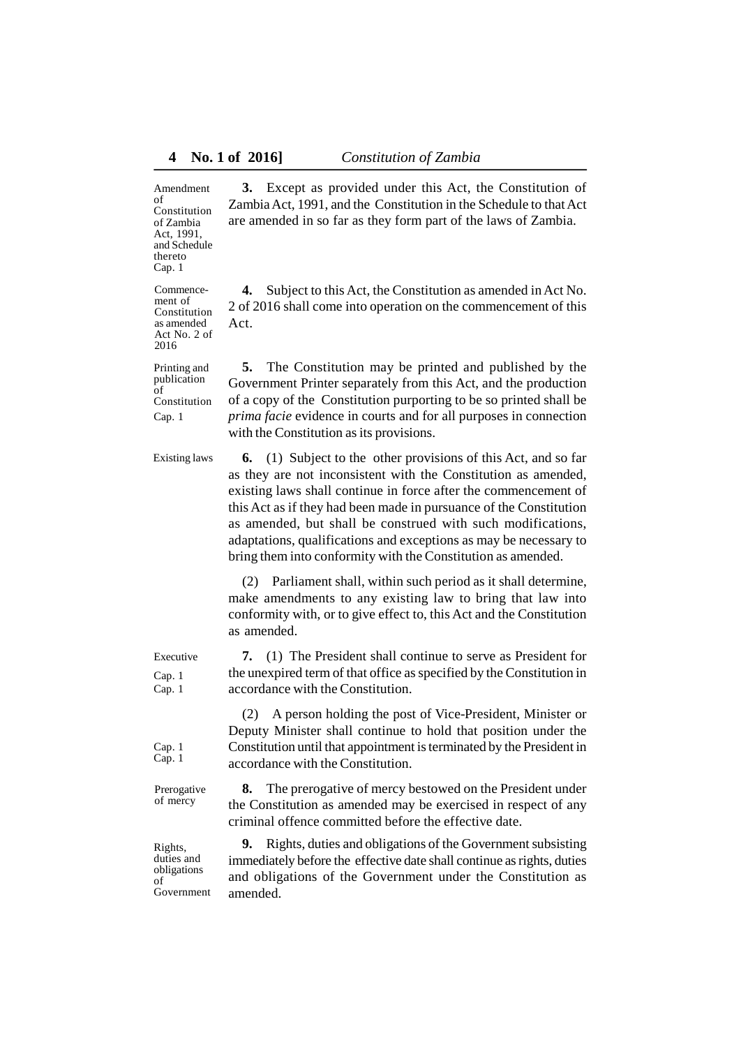Amendment of Constitution of Zambia Act, 1991, and Schedule thereto Cap. 1

**3.** Except as provided under this Act, the Constitution of Zambia Act, 1991, and the Constitution in the Schedule to that Act are amended in so far as they form part of the laws of Zambia.

Commencement of Constitution as amended Act No. 2 of 2016

**4.** Subject to this Act, the Constitution as amended in Act No. 2 of 2016 shall come into operation on the commencement of this Act.

Printing and publication of Constitution Cap. 1

**5.** The Constitution may be printed and published by the Government Printer separately from this Act, and the production of a copy of the Constitution purporting to be so printed shall be *prima facie* evidence in courts and for all purposes in connection with the Constitution as its provisions.

Existing laws

**6.** (1) Subject to the other provisions of this Act, and so far as they are not inconsistent with the Constitution as amended, existing laws shall continue in force after the commencement of this Act as if they had been made in pursuance of the Constitution as amended, but shall be construed with such modifications, adaptations, qualifications and exceptions as may be necessary to bring them into conformity with the Constitution as amended.

(2) Parliament shall, within such period as it shall determine, make amendments to any existing law to bring that law into conformity with, or to give effect to, this Act and the Constitution as amended.

Executive Cap. 1 Cap. 1

**7.** (1) The President shall continue to serve as President for the unexpired term of that office as specified by the Constitution in accordance with the Constitution.

Cap. 1 Cap. 1

(2) A person holding the post of Vice-President, Minister or Deputy Minister shall continue to hold that position under the Constitution until that appointment is terminated by the President in accordance with the Constitution.

Prerogative of mercy

**8.** The prerogative of mercy bestowed on the President under the Constitution as amended may be exercised in respect of any criminal offence committed before the effective date.

Rights, duties and obligations of Government

**9.** Rights, duties and obligations of the Government subsisting immediately before the effective date shall continue as rights, duties and obligations of the Government under the Constitution as amended.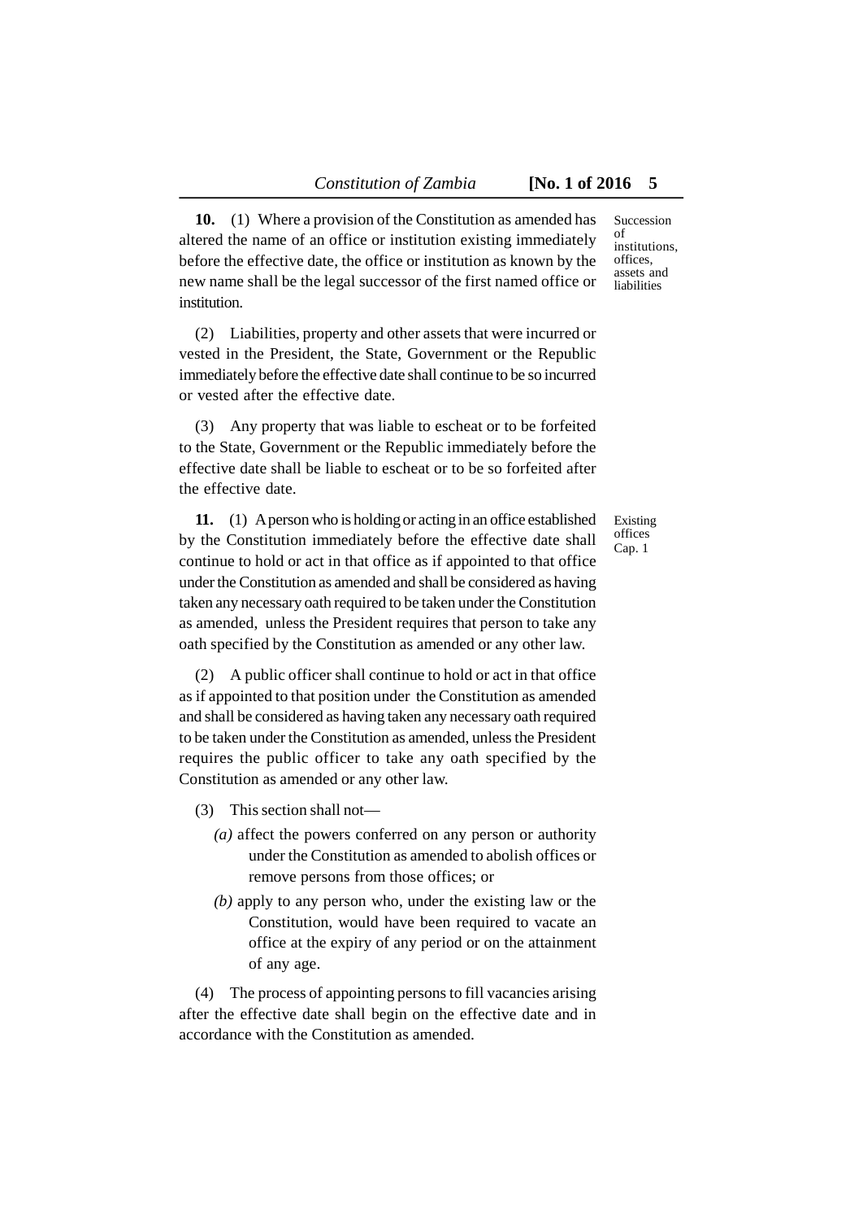**10.** (1) Where a provision of the Constitution as amended has altered the name of an office or institution existing immediately before the effective date, the office or institution as known by the new name shall be the legal successor of the first named office or institution.

Succession of institutions, offices, assets and liabilities

(2) Liabilities, property and other assets that were incurred or vested in the President, the State, Government or the Republic immediately before the effective date shall continue to be so incurred or vested after the effective date.

(3) Any property that was liable to escheat or to be forfeited to the State, Government or the Republic immediately before the effective date shall be liable to escheat or to be so forfeited after the effective date.

**11.** (1) A person who is holding or acting in an office established by the Constitution immediately before the effective date shall continue to hold or act in that office as if appointed to that office under the Constitution as amended and shall be considered as having taken any necessary oath required to be taken under the Constitution as amended, unless the President requires that person to take any oath specified by the Constitution as amended or any other law.

Existing offices Cap. 1

(2) A public officer shall continue to hold or act in that office as if appointed to that position under the Constitution as amended and shall be considered as having taken any necessary oath required to be taken under the Constitution as amended, unless the President requires the public officer to take any oath specified by the Constitution as amended or any other law.

(3) This section shall not—

*(a)* affect the powers conferred on any person or authority under the Constitution as amended to abolish offices or remove persons from those offices; or

*(b)* apply to any person who, under the existing law or the Constitution, would have been required to vacate an office at the expiry of any period or on the attainment of any age.

(4) The process of appointing persons to fill vacancies arising after the effective date shall begin on the effective date and in accordance with the Constitution as amended.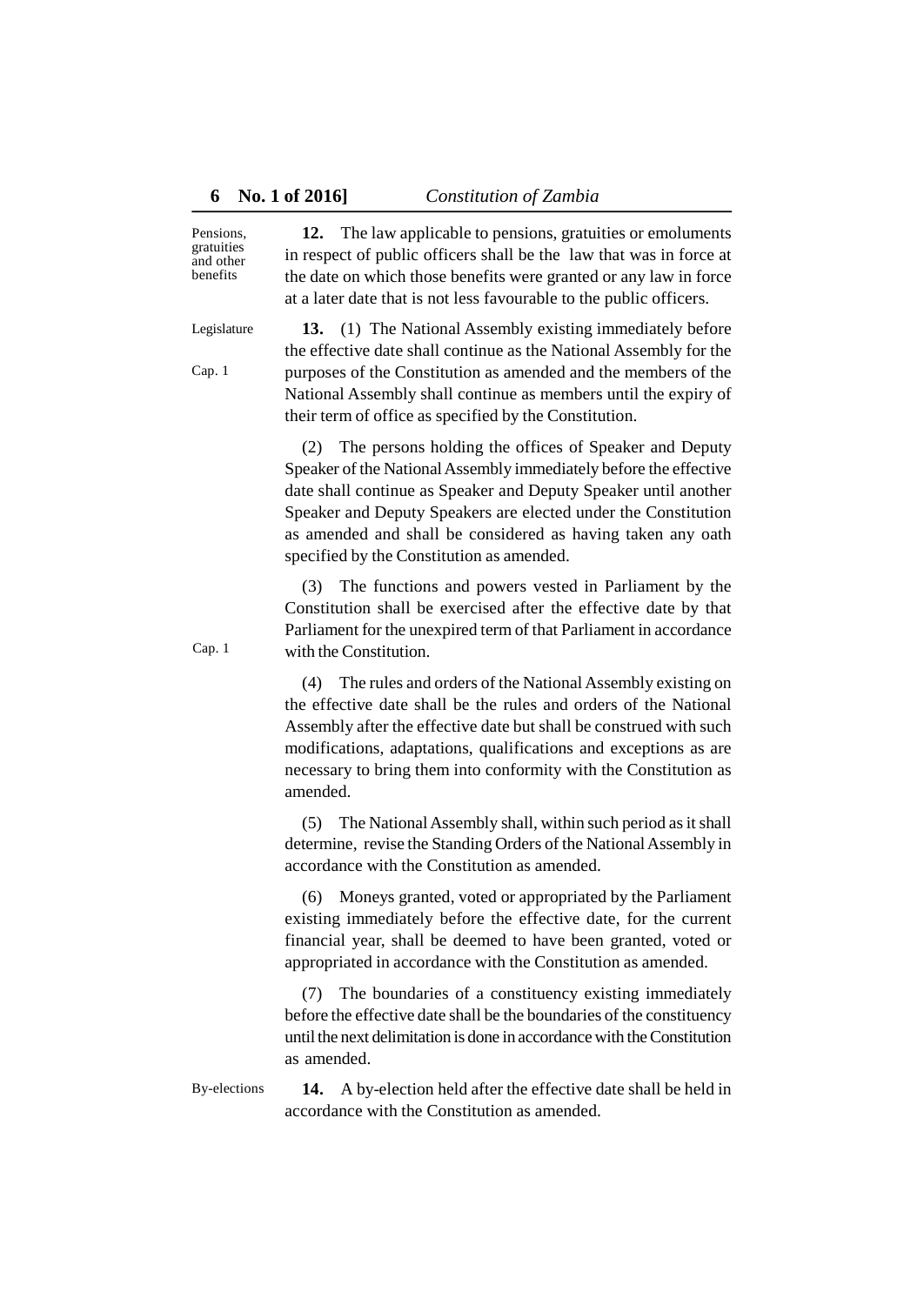Pensions, gratuities and other benefits

**12.** The law applicable to pensions, gratuities or emoluments in respect of public officers shall be the law that was in force at the date on which those benefits were granted or any law in force at a later date that is not less favourable to the public officers.

Legislature

Cap. 1

**13.** (1) The National Assembly existing immediately before the effective date shall continue as the National Assembly for the purposes of the Constitution as amended and the members of the National Assembly shall continue as members until the expiry of their term of office as specified by the Constitution.

(2) The persons holding the offices of Speaker and Deputy Speaker of the National Assembly immediately before the effective date shall continue as Speaker and Deputy Speaker until another Speaker and Deputy Speakers are elected under the Constitution as amended and shall be considered as having taken any oath specified by the Constitution as amended.

Cap. 1

(3) The functions and powers vested in Parliament by the Constitution shall be exercised after the effective date by that Parliament for the unexpired term of that Parliament in accordance with the Constitution.

(4) The rules and orders of the National Assembly existing on the effective date shall be the rules and orders of the National Assembly after the effective date but shall be construed with such modifications, adaptations, qualifications and exceptions as are necessary to bring them into conformity with the Constitution as amended.

(5) The National Assembly shall, within such period as it shall determine, revise the Standing Orders of the National Assembly in accordance with the Constitution as amended.

(6) Moneys granted, voted or appropriated by the Parliament existing immediately before the effective date, for the current financial year, shall be deemed to have been granted, voted or appropriated in accordance with the Constitution as amended.

(7) The boundaries of a constituency existing immediately before the effective date shall be the boundaries of the constituency until the next delimitation is done in accordance with the Constitution as amended.

By-elections

**14.** A by-election held after the effective date shall be held in accordance with the Constitution as amended.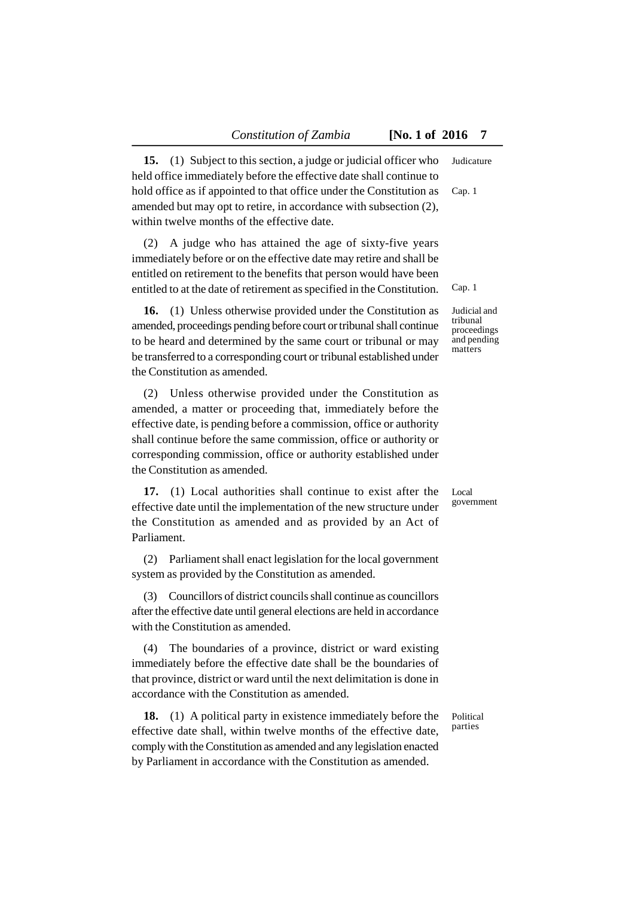**15.** (1) Subject to this section, a judge or judicial officer who held office immediately before the effective date shall continue to hold office as if appointed to that office under the Constitution as amended but may opt to retire, in accordance with subsection (2), within twelve months of the effective date.

*Judicature*

*Cap. 1*

(2) A judge who has attained the age of sixty-five years immediately before or on the effective date may retire and shall be entitled on retirement to the benefits that person would have been entitled to at the date of retirement as specified in the Constitution.

*Cap. 1*

**16.** (1) Unless otherwise provided under the Constitution as amended, proceedings pending before court or tribunal shall continue to be heard and determined by the same court or tribunal or may be transferred to a corresponding court or tribunal established under the Constitution as amended.

*Judicial and tribunal proceedings and pending matters*

(2) Unless otherwise provided under the Constitution as amended, a matter or proceeding that, immediately before the effective date, is pending before a commission, office or authority shall continue before the same commission, office or authority or corresponding commission, office or authority established under the Constitution as amended.

**17.** (1) Local authorities shall continue to exist after the effective date until the implementation of the new structure under the Constitution as amended and as provided by an Act of Parliament.

*Local government*

(2) Parliament shall enact legislation for the local government system as provided by the Constitution as amended.

(3) Councillors of district councils shall continue as councillors after the effective date until general elections are held in accordance with the Constitution as amended.

(4) The boundaries of a province, district or ward existing immediately before the effective date shall be the boundaries of that province, district or ward until the next delimitation is done in accordance with the Constitution as amended.

**18.** (1) A political party in existence immediately before the effective date shall, within twelve months of the effective date, comply with the Constitution as amended and any legislation enacted by Parliament in accordance with the Constitution as amended.

*Political parties*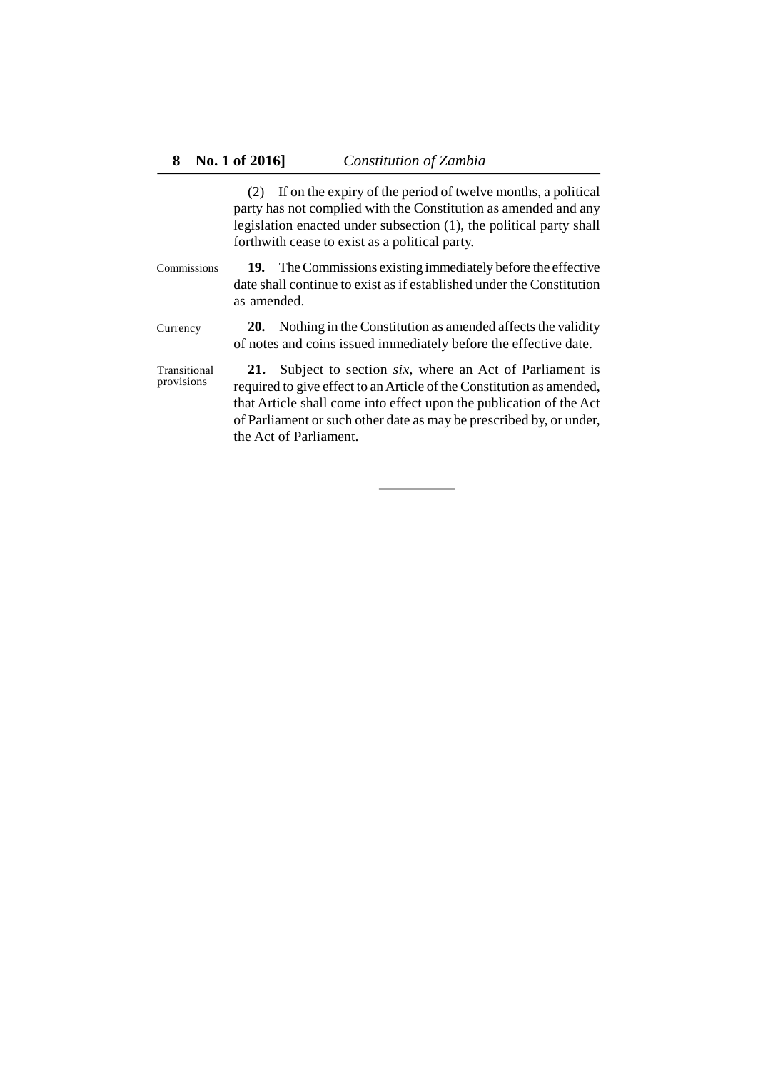(2) If on the expiry of the period of twelve months, a political party has not complied with the Constitution as amended and any legislation enacted under subsection (1), the political party shall forthwith cease to exist as a political party.

Commissions

**19.** The Commissions existing immediately before the effective date shall continue to exist as if established under the Constitution as amended.

Currency

**20.** Nothing in the Constitution as amended affects the validity of notes and coins issued immediately before the effective date.

Transitional provisions

**21.** Subject to section *six*, where an Act of Parliament is required to give effect to an Article of the Constitution as amended, that Article shall come into effect upon the publication of the Act of Parliament or such other date as may be prescribed by, or under, the Act of Parliament.